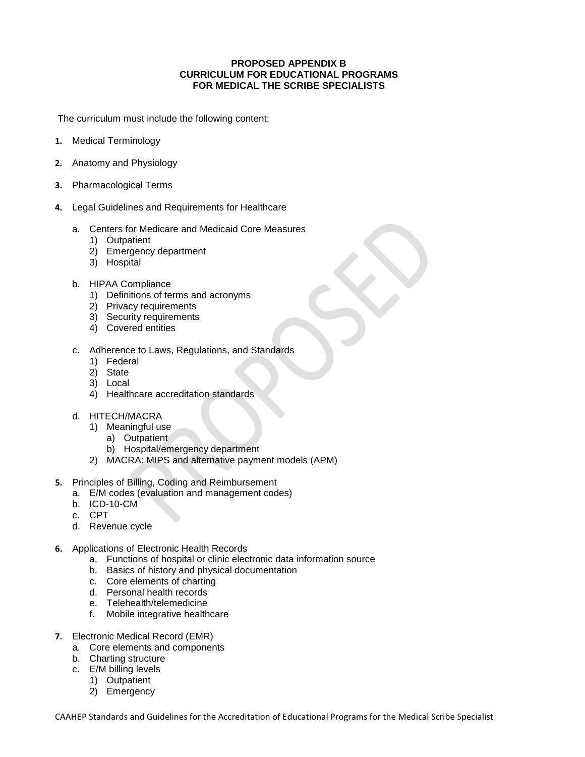**PROPOSED APPENDIX B**
**CURRICULUM FOR EDUCATIONAL PROGRAMS**
**FOR MEDICAL THE SCRIBE SPECIALISTS**

The curriculum must include the following content:

1. Medical Terminology

2. Anatomy and Physiology

3. Pharmacological Terms

4. Legal Guidelines and Requirements for Healthcare

   a. Centers for Medicare and Medicaid Core Measures
      1) Outpatient
      2) Emergency department
      3) Hospital

   b. HIPAA Compliance
      1) Definitions of terms and acronyms
      2) Privacy requirements
      3) Security requirements
      4) Covered entities

   c. Adherence to Laws, Regulations, and Standards
      1) Federal
      2) State
      3) Local
      4) Healthcare accreditation standards

   d. HITECH/MACRA
      1) Meaningful use
         a) Outpatient
         b) Hospital/emergency department
      2) MACRA: MIPS and alternative payment models (APM)

5. Principles of Billing, Coding and Reimbursement
   a. E/M codes (evaluation and management codes)
   b. ICD-10-CM
   c. CPT
   d. Revenue cycle

6. Applications of Electronic Health Records
   a. Functions of hospital or clinic electronic data information source
   b. Basics of history and physical documentation
   c. Core elements of charting
   d. Personal health records
   e. Telehealth/telemedicine
   f. Mobile integrative healthcare

7. Electronic Medical Record (EMR)
   a. Core elements and components
   b. Charting structure
   c. E/M billing levels
      1) Outpatient
      2) Emergency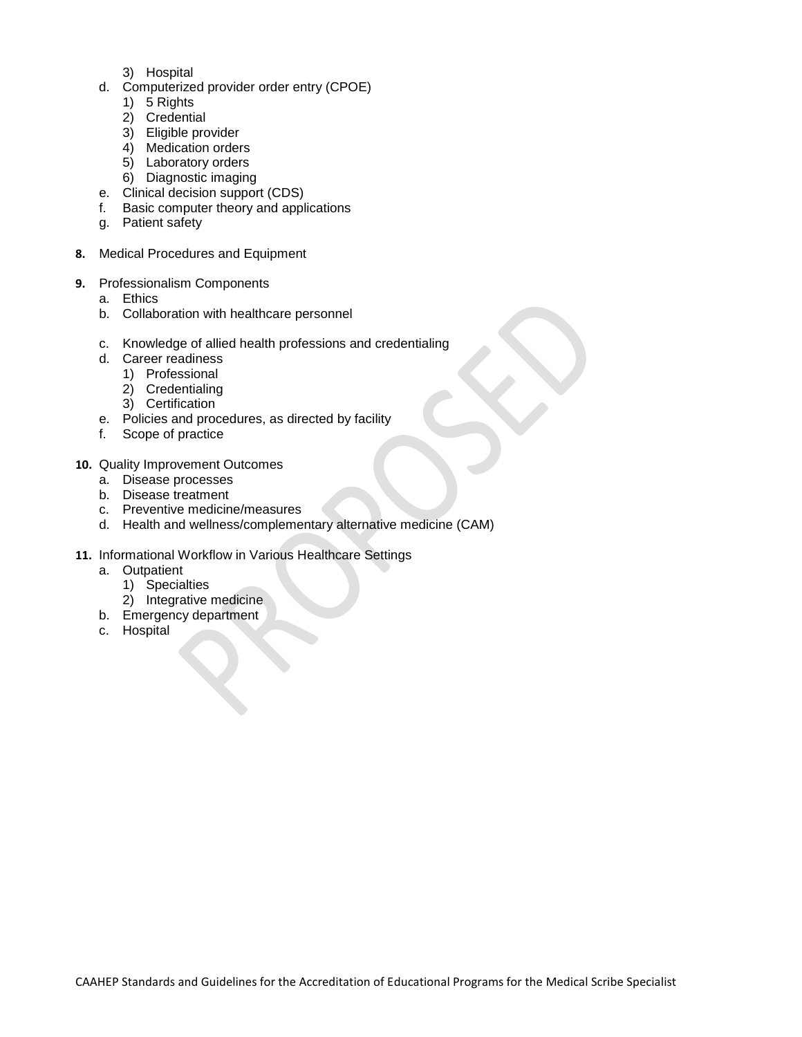3) Hospital
   - d. Computerized provider order entry (CPOE)
     1) 5 Rights
     2) Credential
     3) Eligible provider
     4) Medication orders
     5) Laboratory orders
     6) Diagnostic imaging
   - e. Clinical decision support (CDS)
   - f. Basic computer theory and applications
   - g. Patient safety

**8.** Medical Procedures and Equipment

**9.** Professionalism Components
   - a. Ethics
   - b. Collaboration with healthcare personnel
   - c. Knowledge of allied health professions and credentialing
   - d. Career readiness
     1) Professional
     2) Credentialing
     3) Certification
   - e. Policies and procedures, as directed by facility
   - f. Scope of practice

**10.** Quality Improvement Outcomes
   - a. Disease processes
   - b. Disease treatment
   - c. Preventive medicine/measures
   - d. Health and wellness/complementary alternative medicine (CAM)

**11.** Informational Workflow in Various Healthcare Settings
   - a. Outpatient
     1) Specialties
     2) Integrative medicine
   - b. Emergency department
   - c. Hospital

PROPOSED